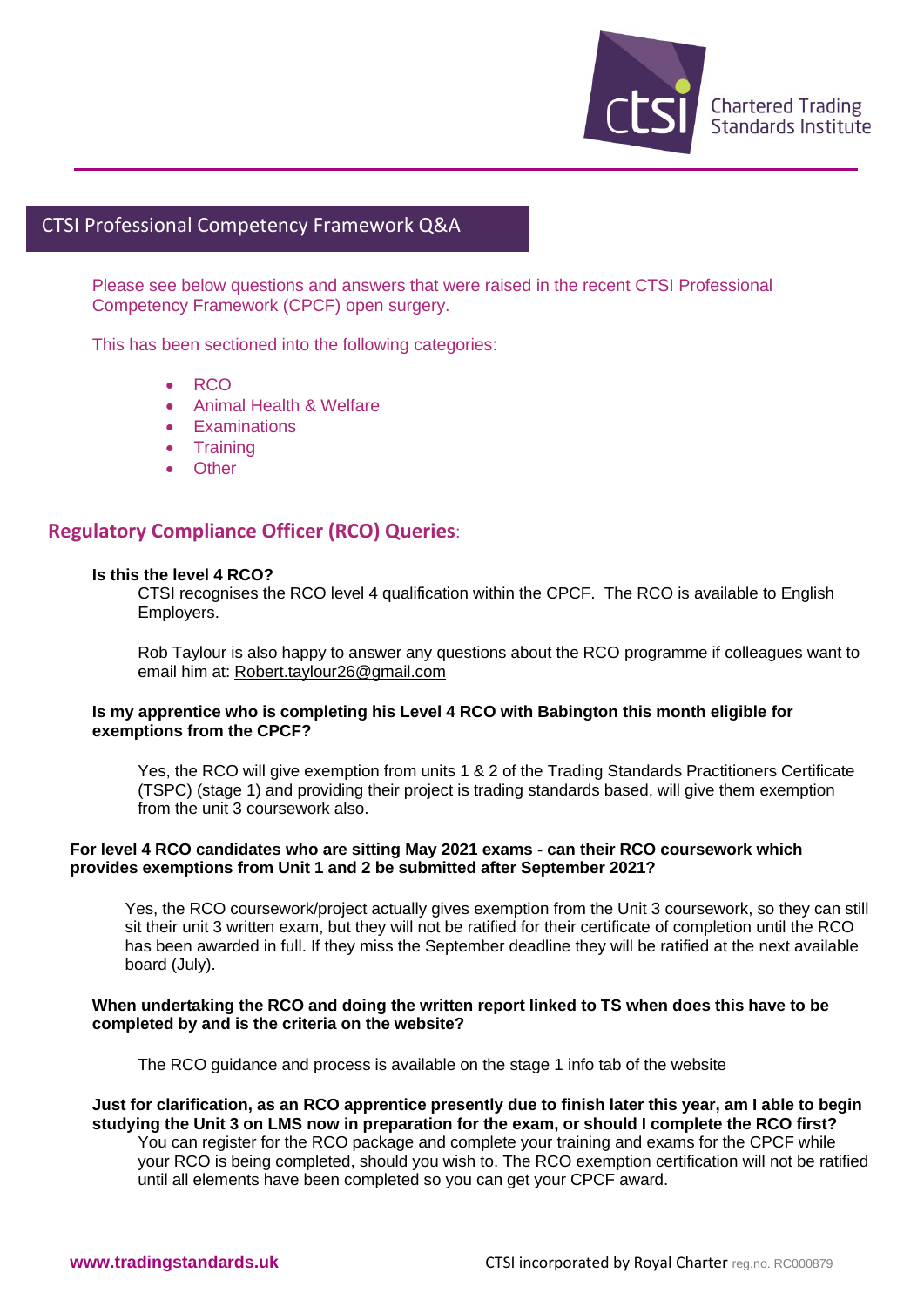# CTSI Professional Competency Framework Q&A

Please see below questions and answers that were raised in the recent CTSI Professional Competency Framework (CPCF) open surgery.

This has been sectioned into the following categories:

- RCO
- Animal Health & Welfare
- Examinations
- Training
- Other

## Regulatory Compliance Officer (RCO) Queries:

**Is this the level 4 RCO?**

CTSI recognises the RCO level 4 qualification within the CPCF. The RCO is available to English Employers.

Rob Taylour is also happy to answer any questions about the RCO programme if colleagues want to email him at: Robert.taylour26@gmail.com

**Is my apprentice who is completing his Level 4 RCO with Babington this month eligible for exemptions from the CPCF?**

Yes, the RCO will give exemption from units 1 & 2 of the Trading Standards Practitioners Certificate (TSPC) (stage 1) and providing their project is trading standards based, will give them exemption from the unit 3 coursework also.

**For level 4 RCO candidates who are sitting May 2021 exams - can their RCO coursework which provides exemptions from Unit 1 and 2 be submitted after September 2021?**

Yes, the RCO coursework/project actually gives exemption from the Unit 3 coursework, so they can still sit their unit 3 written exam, but they will not be ratified for their certificate of completion until the RCO has been awarded in full. If they miss the September deadline they will be ratified at the next available board (July).

**When undertaking the RCO and doing the written report linked to TS when does this have to be completed by and is the criteria on the website?**

The RCO guidance and process is available on the stage 1 info tab of the website

**Just for clarification, as an RCO apprentice presently due to finish later this year, am I able to begin studying the Unit 3 on LMS now in preparation for the exam, or should I complete the RCO first?**

You can register for the RCO package and complete your training and exams for the CPCF while your RCO is being completed, should you wish to. The RCO exemption certification will not be ratified until all elements have been completed so you can get your CPCF award.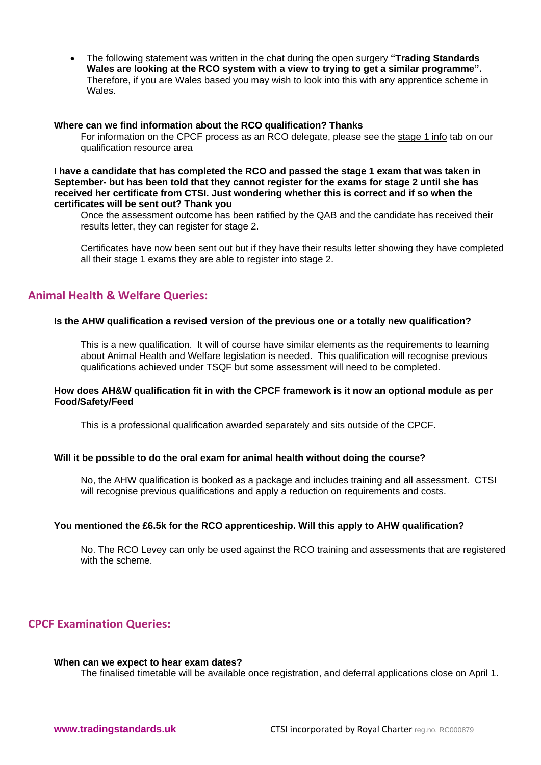- The following statement was written in the chat during the open surgery **"Trading Standards Wales are looking at the RCO system with a view to trying to get a similar programme".** Therefore, if you are Wales based you may wish to look into this with any apprentice scheme in Wales.

**Where can we find information about the RCO qualification? Thanks**

For information on the CPCF process as an RCO delegate, please see the stage 1 info tab on our qualification resource area

**I have a candidate that has completed the RCO and passed the stage 1 exam that was taken in September- but has been told that they cannot register for the exams for stage 2 until she has received her certificate from CTSI. Just wondering whether this is correct and if so when the certificates will be sent out? Thank you**

Once the assessment outcome has been ratified by the QAB and the candidate has received their results letter, they can register for stage 2.

Certificates have now been sent out but if they have their results letter showing they have completed all their stage 1 exams they are able to register into stage 2.

## Animal Health & Welfare Queries:

**Is the AHW qualification a revised version of the previous one or a totally new qualification?**

This is a new qualification. It will of course have similar elements as the requirements to learning about Animal Health and Welfare legislation is needed. This qualification will recognise previous qualifications achieved under TSQF but some assessment will need to be completed.

**How does AH&W qualification fit in with the CPCF framework is it now an optional module as per Food/Safety/Feed**

This is a professional qualification awarded separately and sits outside of the CPCF.

**Will it be possible to do the oral exam for animal health without doing the course?**

No, the AHW qualification is booked as a package and includes training and all assessment. CTSI will recognise previous qualifications and apply a reduction on requirements and costs.

**You mentioned the £6.5k for the RCO apprenticeship. Will this apply to AHW qualification?**

No. The RCO Levey can only be used against the RCO training and assessments that are registered with the scheme.

## CPCF Examination Queries:

**When can we expect to hear exam dates?**

The finalised timetable will be available once registration, and deferral applications close on April 1.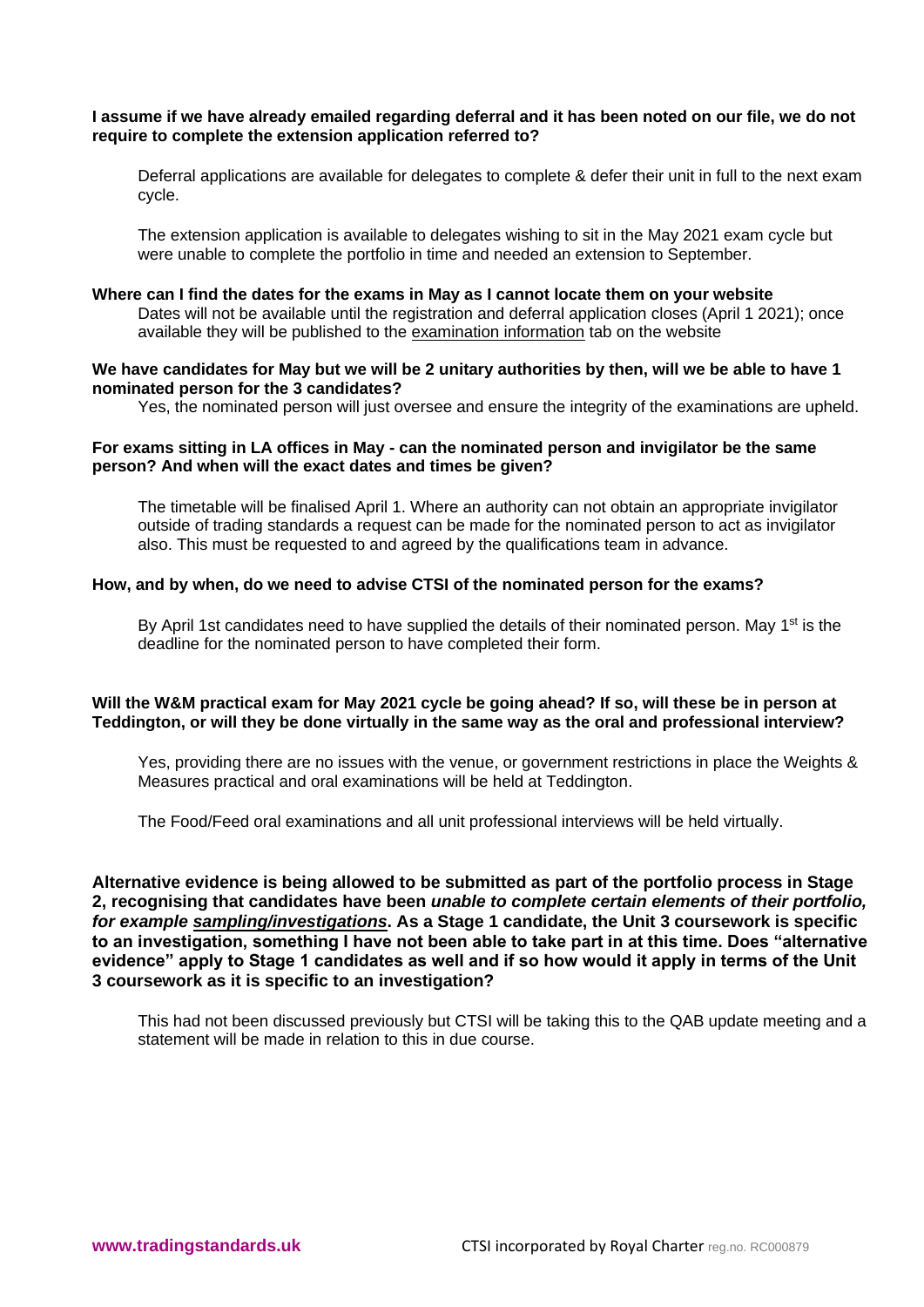**I assume if we have already emailed regarding deferral and it has been noted on our file, we do not require to complete the extension application referred to?**

Deferral applications are available for delegates to complete & defer their unit in full to the next exam cycle.

The extension application is available to delegates wishing to sit in the May 2021 exam cycle but were unable to complete the portfolio in time and needed an extension to September.

**Where can I find the dates for the exams in May as I cannot locate them on your website**

Dates will not be available until the registration and deferral application closes (April 1 2021); once available they will be published to the examination information tab on the website

**We have candidates for May but we will be 2 unitary authorities by then, will we be able to have 1 nominated person for the 3 candidates?**

Yes, the nominated person will just oversee and ensure the integrity of the examinations are upheld.

**For exams sitting in LA offices in May - can the nominated person and invigilator be the same person? And when will the exact dates and times be given?**

The timetable will be finalised April 1. Where an authority can not obtain an appropriate invigilator outside of trading standards a request can be made for the nominated person to act as invigilator also. This must be requested to and agreed by the qualifications team in advance.

**How, and by when, do we need to advise CTSI of the nominated person for the exams?**

By April 1st candidates need to have supplied the details of their nominated person. May 1st is the deadline for the nominated person to have completed their form.

**Will the W&M practical exam for May 2021 cycle be going ahead? If so, will these be in person at Teddington, or will they be done virtually in the same way as the oral and professional interview?**

Yes, providing there are no issues with the venue, or government restrictions in place the Weights & Measures practical and oral examinations will be held at Teddington.

The Food/Feed oral examinations and all unit professional interviews will be held virtually.

**Alternative evidence is being allowed to be submitted as part of the portfolio process in Stage 2, recognising that candidates have been *unable to complete certain elements of their portfolio, for example sampling/investigations*. As a Stage 1 candidate, the Unit 3 coursework is specific to an investigation, something I have not been able to take part in at this time. Does "alternative evidence" apply to Stage 1 candidates as well and if so how would it apply in terms of the Unit 3 coursework as it is specific to an investigation?**

This had not been discussed previously but CTSI will be taking this to the QAB update meeting and a statement will be made in relation to this in due course.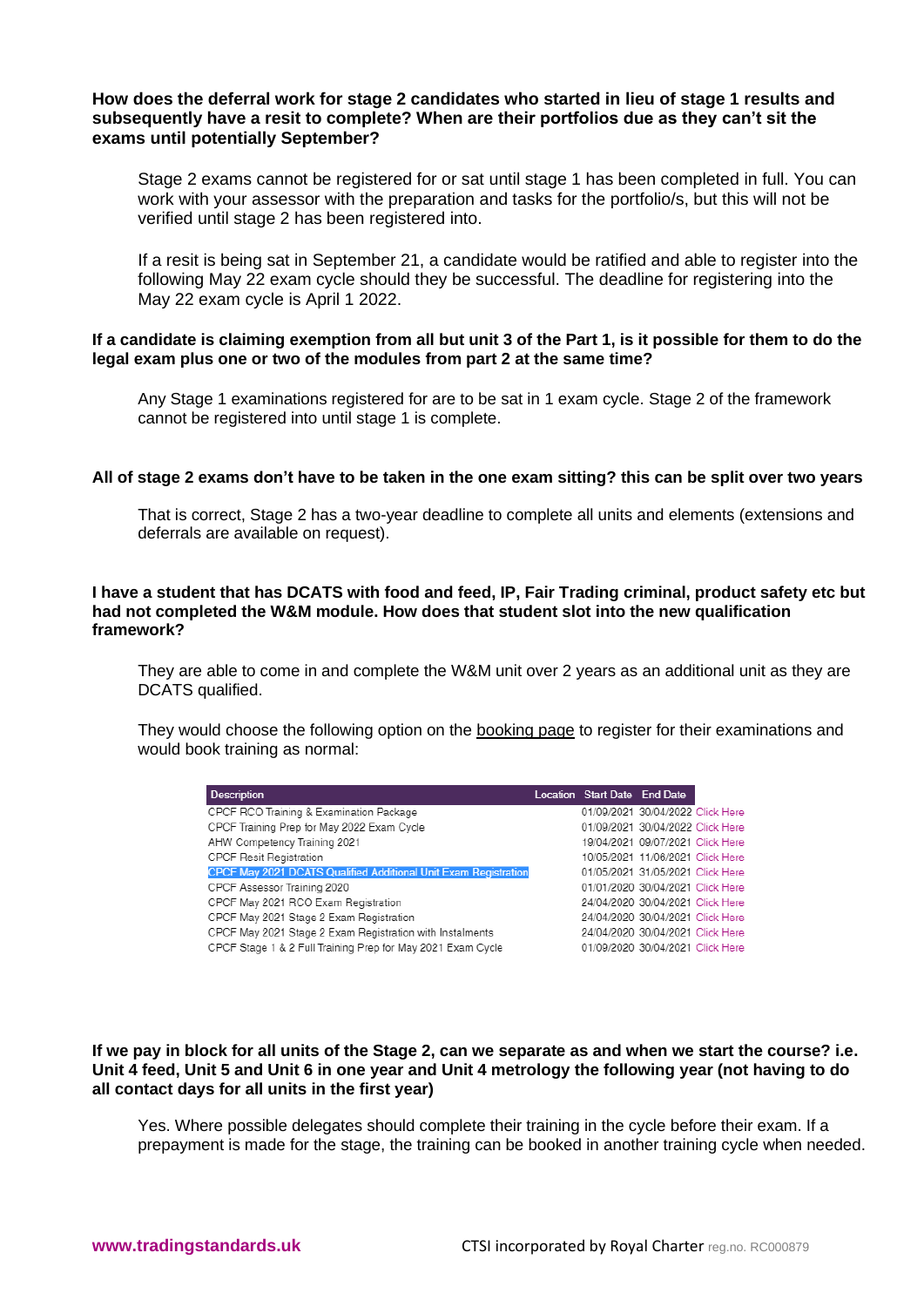**How does the deferral work for stage 2 candidates who started in lieu of stage 1 results and subsequently have a resit to complete? When are their portfolios due as they can't sit the exams until potentially September?**

Stage 2 exams cannot be registered for or sat until stage 1 has been completed in full. You can work with your assessor with the preparation and tasks for the portfolio/s, but this will not be verified until stage 2 has been registered into.

If a resit is being sat in September 21, a candidate would be ratified and able to register into the following May 22 exam cycle should they be successful. The deadline for registering into the May 22 exam cycle is April 1 2022.

**If a candidate is claiming exemption from all but unit 3 of the Part 1, is it possible for them to do the legal exam plus one or two of the modules from part 2 at the same time?**

Any Stage 1 examinations registered for are to be sat in 1 exam cycle. Stage 2 of the framework cannot be registered into until stage 1 is complete.

**All of stage 2 exams don't have to be taken in the one exam sitting? this can be split over two years**

That is correct, Stage 2 has a two-year deadline to complete all units and elements (extensions and deferrals are available on request).

**I have a student that has DCATS with food and feed, IP, Fair Trading criminal, product safety etc but had not completed the W&M module. How does that student slot into the new qualification framework?**

They are able to come in and complete the W&M unit over 2 years as an additional unit as they are DCATS qualified.

They would choose the following option on the booking page to register for their examinations and would book training as normal:

| Description | Location | Start Date | End Date | |
|---|---|---|---|---|
| CPCF RCO Training & Examination Package | | 01/09/2021 | 30/04/2022 | Click Here |
| CPCF Training Prep for May 2022 Exam Cycle | | 01/09/2021 | 30/04/2022 | Click Here |
| AHW Competency Training 2021 | | 19/04/2021 | 09/07/2021 | Click Here |
| CPCF Resit Registration | | 10/05/2021 | 11/06/2021 | Click Here |
| CPCF May 2021 DCATS Qualified Additional Unit Exam Registration | | 01/05/2021 | 31/05/2021 | Click Here |
| CPCF Assessor Training 2020 | | 01/01/2020 | 30/04/2021 | Click Here |
| CPCF May 2021 RCO Exam Registration | | 24/04/2020 | 30/04/2021 | Click Here |
| CPCF May 2021 Stage 2 Exam Registration | | 24/04/2020 | 30/04/2021 | Click Here |
| CPCF May 2021 Stage 2 Exam Registration with Instalments | | 24/04/2020 | 30/04/2021 | Click Here |
| CPCF Stage 1 & 2 Full Training Prep for May 2021 Exam Cycle | | 01/09/2020 | 30/04/2021 | Click Here |

**If we pay in block for all units of the Stage 2, can we separate as and when we start the course? i.e. Unit 4 feed, Unit 5 and Unit 6 in one year and Unit 4 metrology the following year (not having to do all contact days for all units in the first year)**

Yes. Where possible delegates should complete their training in the cycle before their exam. If a prepayment is made for the stage, the training can be booked in another training cycle when needed.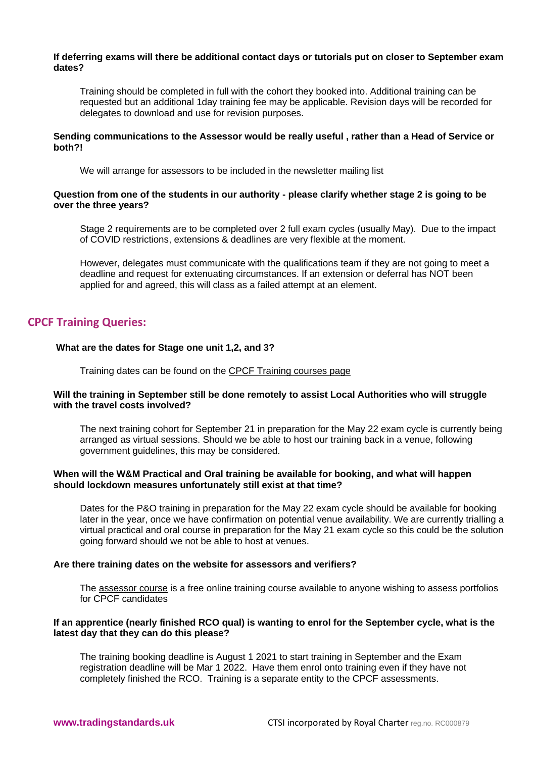**If deferring exams will there be additional contact days or tutorials put on closer to September exam dates?**

Training should be completed in full with the cohort they booked into. Additional training can be requested but an additional 1day training fee may be applicable. Revision days will be recorded for delegates to download and use for revision purposes.

**Sending communications to the Assessor would be really useful , rather than a Head of Service or both?!**

We will arrange for assessors to be included in the newsletter mailing list

**Question from one of the students in our authority - please clarify whether stage 2 is going to be over the three years?**

Stage 2 requirements are to be completed over 2 full exam cycles (usually May). Due to the impact of COVID restrictions, extensions & deadlines are very flexible at the moment.

However, delegates must communicate with the qualifications team if they are not going to meet a deadline and request for extenuating circumstances. If an extension or deferral has NOT been applied for and agreed, this will class as a failed attempt at an element.

## CPCF Training Queries:

**What are the dates for Stage one unit 1,2, and 3?**

Training dates can be found on the CPCF Training courses page

**Will the training in September still be done remotely to assist Local Authorities who will struggle with the travel costs involved?**

The next training cohort for September 21 in preparation for the May 22 exam cycle is currently being arranged as virtual sessions. Should we be able to host our training back in a venue, following government guidelines, this may be considered.

**When will the W&M Practical and Oral training be available for booking, and what will happen should lockdown measures unfortunately still exist at that time?**

Dates for the P&O training in preparation for the May 22 exam cycle should be available for booking later in the year, once we have confirmation on potential venue availability. We are currently trialling a virtual practical and oral course in preparation for the May 21 exam cycle so this could be the solution going forward should we not be able to host at venues.

**Are there training dates on the website for assessors and verifiers?**

The assessor course is a free online training course available to anyone wishing to assess portfolios for CPCF candidates

**If an apprentice (nearly finished RCO qual) is wanting to enrol for the September cycle, what is the latest day that they can do this please?**

The training booking deadline is August 1 2021 to start training in September and the Exam registration deadline will be Mar 1 2022. Have them enrol onto training even if they have not completely finished the RCO. Training is a separate entity to the CPCF assessments.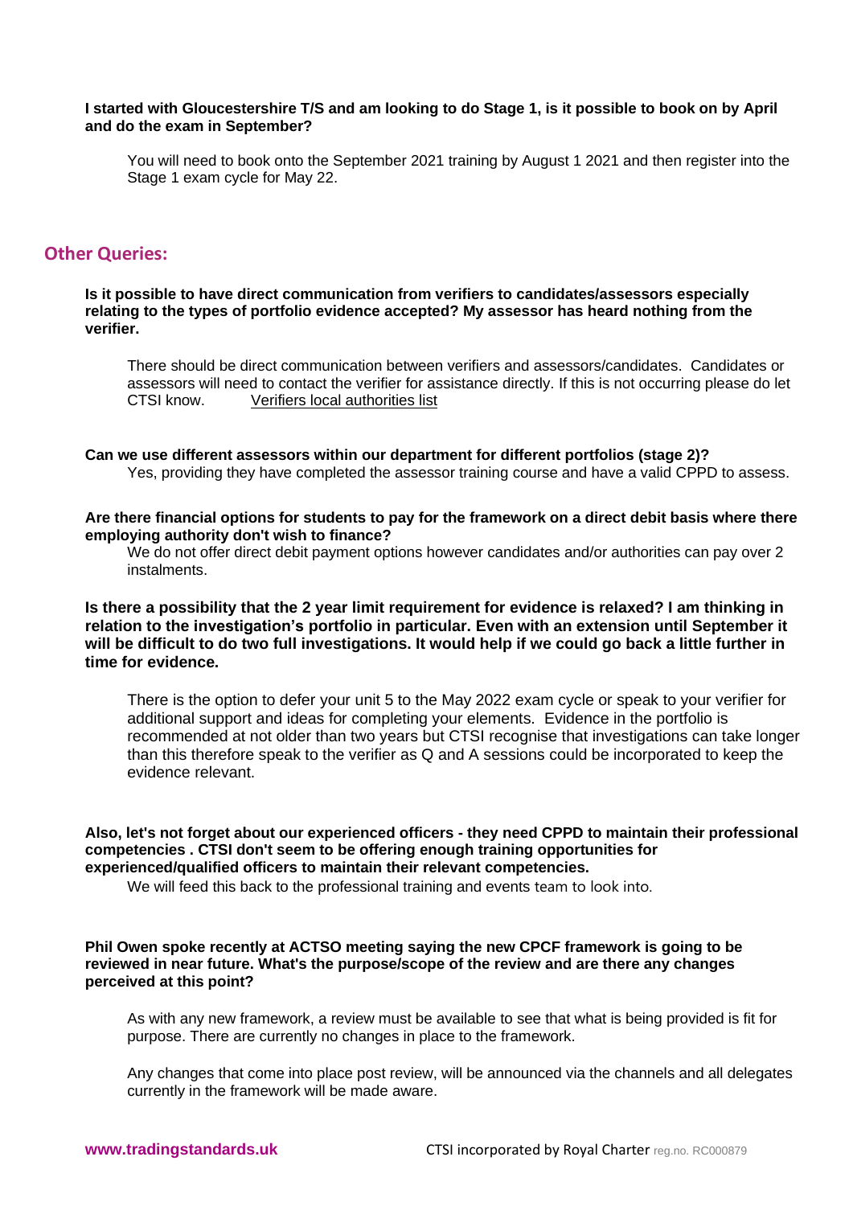**I started with Gloucestershire T/S and am looking to do Stage 1, is it possible to book on by April and do the exam in September?**

You will need to book onto the September 2021 training by August 1 2021 and then register into the Stage 1 exam cycle for May 22.

## Other Queries:

**Is it possible to have direct communication from verifiers to candidates/assessors especially relating to the types of portfolio evidence accepted? My assessor has heard nothing from the verifier.**

There should be direct communication between verifiers and assessors/candidates. Candidates or assessors will need to contact the verifier for assistance directly. If this is not occurring please do let CTSI know. Verifiers local authorities list

**Can we use different assessors within our department for different portfolios (stage 2)?**

Yes, providing they have completed the assessor training course and have a valid CPPD to assess.

**Are there financial options for students to pay for the framework on a direct debit basis where there employing authority don't wish to finance?**

We do not offer direct debit payment options however candidates and/or authorities can pay over 2 instalments.

**Is there a possibility that the 2 year limit requirement for evidence is relaxed? I am thinking in relation to the investigation's portfolio in particular. Even with an extension until September it will be difficult to do two full investigations. It would help if we could go back a little further in time for evidence.**

There is the option to defer your unit 5 to the May 2022 exam cycle or speak to your verifier for additional support and ideas for completing your elements. Evidence in the portfolio is recommended at not older than two years but CTSI recognise that investigations can take longer than this therefore speak to the verifier as Q and A sessions could be incorporated to keep the evidence relevant.

**Also, let's not forget about our experienced officers - they need CPPD to maintain their professional competencies . CTSI don't seem to be offering enough training opportunities for experienced/qualified officers to maintain their relevant competencies.**

We will feed this back to the professional training and events team to look into.

**Phil Owen spoke recently at ACTSO meeting saying the new CPCF framework is going to be reviewed in near future. What's the purpose/scope of the review and are there any changes perceived at this point?**

As with any new framework, a review must be available to see that what is being provided is fit for purpose. There are currently no changes in place to the framework.

Any changes that come into place post review, will be announced via the channels and all delegates currently in the framework will be made aware.